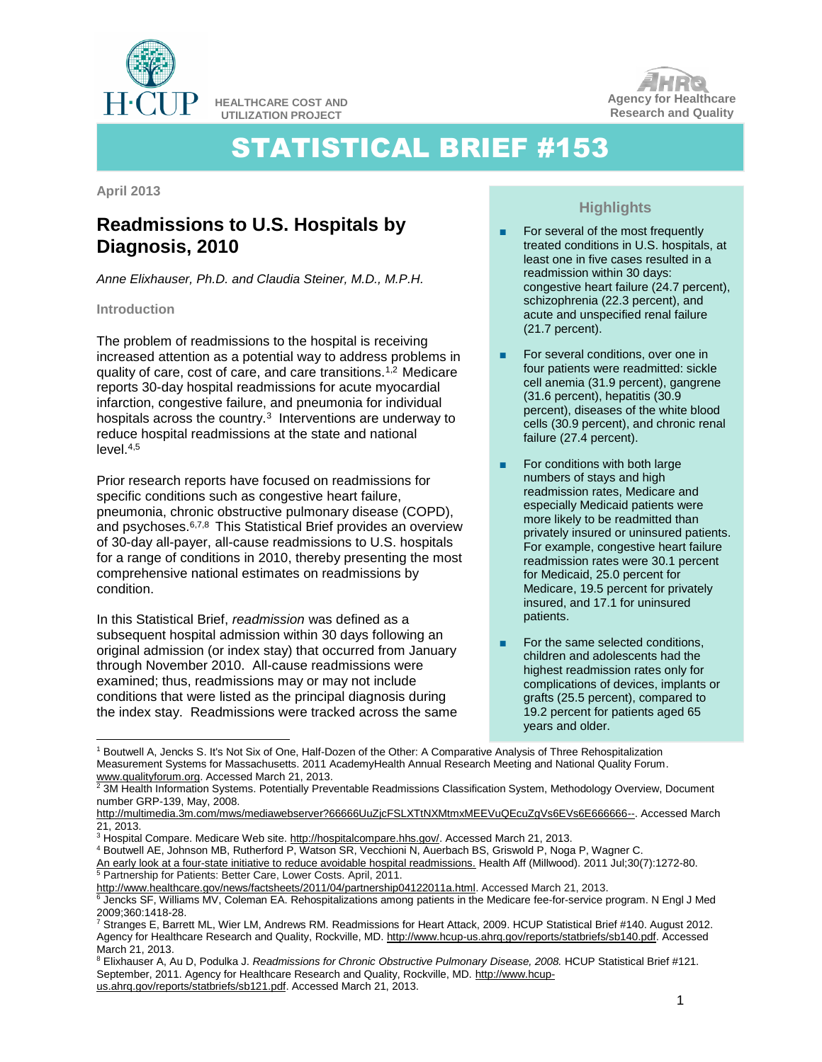HEALTHCARE COST AND UTILIZATION PROJECT

Agency for Healthcare Research and Quality

# STATISTICAL BRIEF #153

**April 2013**

## Readmissions to U.S. Hospitals by Diagnosis, 2010

*Anne Elixhauser, Ph.D. and Claudia Steiner, M.D., M.P.H.*

### Introduction

The problem of readmissions to the hospital is receiving increased attention as a potential way to address problems in quality of care, cost of care, and care transitions.[1,2] Medicare reports 30-day hospital readmissions for acute myocardial infarction, congestive failure, and pneumonia for individual hospitals across the country.[3] Interventions are underway to reduce hospital readmissions at the state and national level.[4,5]

Prior research reports have focused on readmissions for specific conditions such as congestive heart failure, pneumonia, chronic obstructive pulmonary disease (COPD), and psychoses.[6,7,8] This Statistical Brief provides an overview of 30-day all-payer, all-cause readmissions to U.S. hospitals for a range of conditions in 2010, thereby presenting the most comprehensive national estimates on readmissions by condition.

In this Statistical Brief, *readmission* was defined as a subsequent hospital admission within 30 days following an original admission (or index stay) that occurred from January through November 2010. All-cause readmissions were examined; thus, readmissions may or may not include conditions that were listed as the principal diagnosis during the index stay. Readmissions were tracked across the same

### Highlights

- For several of the most frequently treated conditions in U.S. hospitals, at least one in five cases resulted in a readmission within 30 days: congestive heart failure (24.7 percent), schizophrenia (22.3 percent), and acute and unspecified renal failure (21.7 percent).
- For several conditions, over one in four patients were readmitted: sickle cell anemia (31.9 percent), gangrene (31.6 percent), hepatitis (30.9 percent), diseases of the white blood cells (30.9 percent), and chronic renal failure (27.4 percent).
- For conditions with both large numbers of stays and high readmission rates, Medicare and especially Medicaid patients were more likely to be readmitted than privately insured or uninsured patients. For example, congestive heart failure readmission rates were 30.1 percent for Medicaid, 25.0 percent for Medicare, 19.5 percent for privately insured, and 17.1 for uninsured patients.
- For the same selected conditions, children and adolescents had the highest readmission rates only for complications of devices, implants or grafts (25.5 percent), compared to 19.2 percent for patients aged 65 years and older.

---

[1] Boutwell A, Jencks S. It's Not Six of One, Half-Dozen of the Other: A Comparative Analysis of Three Rehospitalization Measurement Systems for Massachusetts. 2011 AcademyHealth Annual Research Meeting and National Quality Forum. www.qualityforum.org. Accessed March 21, 2013.

[2] 3M Health Information Systems. Potentially Preventable Readmissions Classification System, Methodology Overview, Document number GRP-139, May, 2008. http://multimedia.3m.com/mws/mediawebserver?66666UuZjcFSLXTtNXMtmxMEEVuQEcuZgVs6EVs6E666666--. Accessed March 21, 2013.

[3] Hospital Compare. Medicare Web site. http://hospitalcompare.hhs.gov/. Accessed March 21, 2013.

[4] Boutwell AE, Johnson MB, Rutherford P, Watson SR, Vecchioni N, Auerbach BS, Griswold P, Noga P, Wagner C. An early look at a four-state initiative to reduce avoidable hospital readmissions. Health Aff (Millwood). 2011 Jul;30(7):1272-80.

[5] Partnership for Patients: Better Care, Lower Costs. April, 2011. http://www.healthcare.gov/news/factsheets/2011/04/partnership04122011a.html. Accessed March 21, 2013.

[6] Jencks SF, Williams MV, Coleman EA. Rehospitalizations among patients in the Medicare fee-for-service program. N Engl J Med 2009;360:1418-28.

[7] Stranges E, Barrett ML, Wier LM, Andrews RM. Readmissions for Heart Attack, 2009. HCUP Statistical Brief #140. August 2012. Agency for Healthcare Research and Quality, Rockville, MD. http://www.hcup-us.ahrq.gov/reports/statbriefs/sb140.pdf. Accessed March 21, 2013.

[8] Elixhauser A, Au D, Podulka J. *Readmissions for Chronic Obstructive Pulmonary Disease, 2008.* HCUP Statistical Brief #121. September, 2011. Agency for Healthcare Research and Quality, Rockville, MD. http://www.hcup-us.ahrq.gov/reports/statbriefs/sb121.pdf. Accessed March 21, 2013.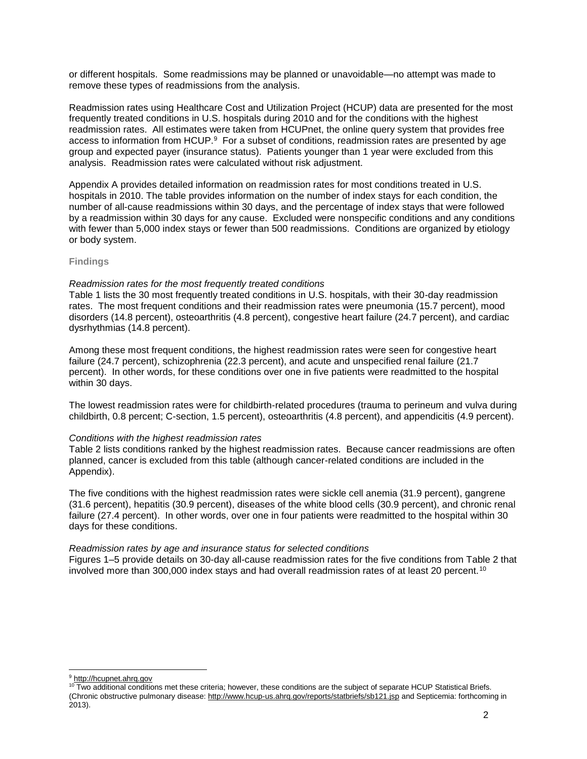or different hospitals. Some readmissions may be planned or unavoidable—no attempt was made to remove these types of readmissions from the analysis.

Readmission rates using Healthcare Cost and Utilization Project (HCUP) data are presented for the most frequently treated conditions in U.S. hospitals during 2010 and for the conditions with the highest readmission rates. All estimates were taken from HCUPnet, the online query system that provides free access to information from HCUP.[9] For a subset of conditions, readmission rates are presented by age group and expected payer (insurance status). Patients younger than 1 year were excluded from this analysis. Readmission rates were calculated without risk adjustment.

Appendix A provides detailed information on readmission rates for most conditions treated in U.S. hospitals in 2010. The table provides information on the number of index stays for each condition, the number of all-cause readmissions within 30 days, and the percentage of index stays that were followed by a readmission within 30 days for any cause. Excluded were nonspecific conditions and any conditions with fewer than 5,000 index stays or fewer than 500 readmissions. Conditions are organized by etiology or body system.

## Findings

*Readmission rates for the most frequently treated conditions*

Table 1 lists the 30 most frequently treated conditions in U.S. hospitals, with their 30-day readmission rates. The most frequent conditions and their readmission rates were pneumonia (15.7 percent), mood disorders (14.8 percent), osteoarthritis (4.8 percent), congestive heart failure (24.7 percent), and cardiac dysrhythmias (14.8 percent).

Among these most frequent conditions, the highest readmission rates were seen for congestive heart failure (24.7 percent), schizophrenia (22.3 percent), and acute and unspecified renal failure (21.7 percent). In other words, for these conditions over one in five patients were readmitted to the hospital within 30 days.

The lowest readmission rates were for childbirth-related procedures (trauma to perineum and vulva during childbirth, 0.8 percent; C-section, 1.5 percent), osteoarthritis (4.8 percent), and appendicitis (4.9 percent).

*Conditions with the highest readmission rates*

Table 2 lists conditions ranked by the highest readmission rates. Because cancer readmissions are often planned, cancer is excluded from this table (although cancer-related conditions are included in the Appendix).

The five conditions with the highest readmission rates were sickle cell anemia (31.9 percent), gangrene (31.6 percent), hepatitis (30.9 percent), diseases of the white blood cells (30.9 percent), and chronic renal failure (27.4 percent). In other words, over one in four patients were readmitted to the hospital within 30 days for these conditions.

*Readmission rates by age and insurance status for selected conditions*

Figures 1–5 provide details on 30-day all-cause readmission rates for the five conditions from Table 2 that involved more than 300,000 index stays and had overall readmission rates of at least 20 percent.[10]

[9] http://hcupnet.ahrq.gov

[10] Two additional conditions met these criteria; however, these conditions are the subject of separate HCUP Statistical Briefs. (Chronic obstructive pulmonary disease: http://www.hcup-us.ahrq.gov/reports/statbriefs/sb121.jsp and Septicemia: forthcoming in 2013).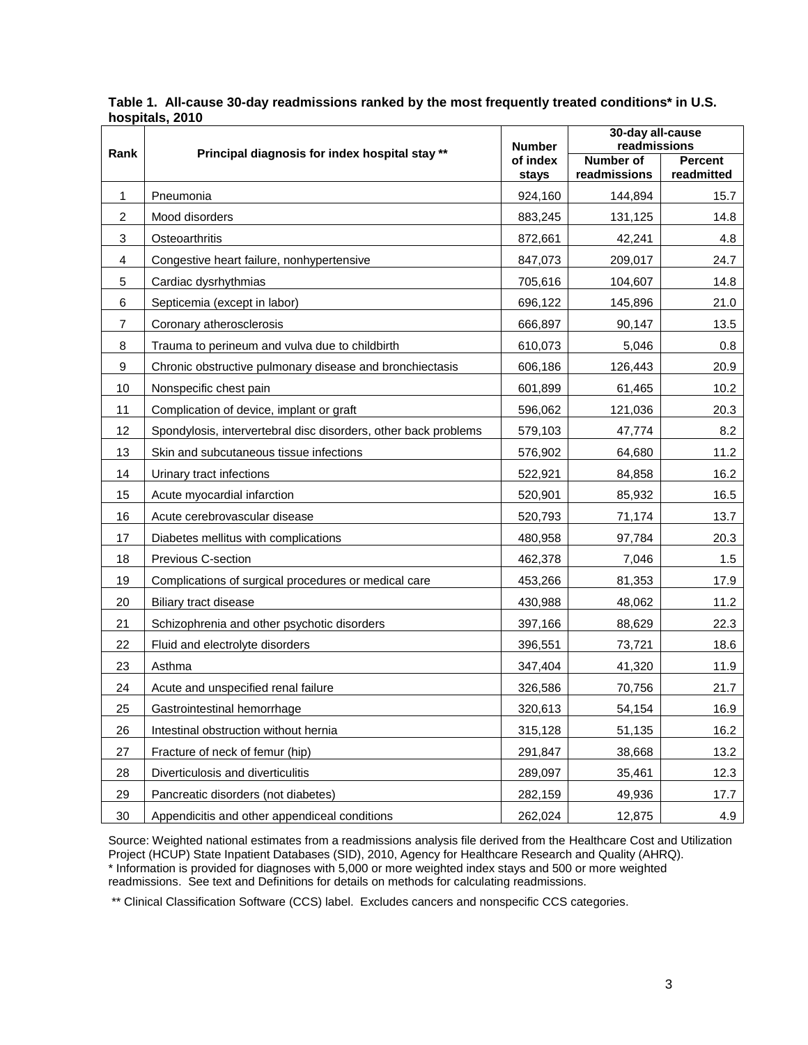**Table 1. All-cause 30-day readmissions ranked by the most frequently treated conditions* in U.S. hospitals, 2010**

| Rank | Principal diagnosis for index hospital stay ** | Number of index stays | 30-day all-cause readmissions | |
|---|---|---|---|---|
| | | | Number of readmissions | Percent readmitted |
| 1 | Pneumonia | 924,160 | 144,894 | 15.7 |
| 2 | Mood disorders | 883,245 | 131,125 | 14.8 |
| 3 | Osteoarthritis | 872,661 | 42,241 | 4.8 |
| 4 | Congestive heart failure, nonhypertensive | 847,073 | 209,017 | 24.7 |
| 5 | Cardiac dysrhythmias | 705,616 | 104,607 | 14.8 |
| 6 | Septicemia (except in labor) | 696,122 | 145,896 | 21.0 |
| 7 | Coronary atherosclerosis | 666,897 | 90,147 | 13.5 |
| 8 | Trauma to perineum and vulva due to childbirth | 610,073 | 5,046 | 0.8 |
| 9 | Chronic obstructive pulmonary disease and bronchiectasis | 606,186 | 126,443 | 20.9 |
| 10 | Nonspecific chest pain | 601,899 | 61,465 | 10.2 |
| 11 | Complication of device, implant or graft | 596,062 | 121,036 | 20.3 |
| 12 | Spondylosis, intervertebral disc disorders, other back problems | 579,103 | 47,774 | 8.2 |
| 13 | Skin and subcutaneous tissue infections | 576,902 | 64,680 | 11.2 |
| 14 | Urinary tract infections | 522,921 | 84,858 | 16.2 |
| 15 | Acute myocardial infarction | 520,901 | 85,932 | 16.5 |
| 16 | Acute cerebrovascular disease | 520,793 | 71,174 | 13.7 |
| 17 | Diabetes mellitus with complications | 480,958 | 97,784 | 20.3 |
| 18 | Previous C-section | 462,378 | 7,046 | 1.5 |
| 19 | Complications of surgical procedures or medical care | 453,266 | 81,353 | 17.9 |
| 20 | Biliary tract disease | 430,988 | 48,062 | 11.2 |
| 21 | Schizophrenia and other psychotic disorders | 397,166 | 88,629 | 22.3 |
| 22 | Fluid and electrolyte disorders | 396,551 | 73,721 | 18.6 |
| 23 | Asthma | 347,404 | 41,320 | 11.9 |
| 24 | Acute and unspecified renal failure | 326,586 | 70,756 | 21.7 |
| 25 | Gastrointestinal hemorrhage | 320,613 | 54,154 | 16.9 |
| 26 | Intestinal obstruction without hernia | 315,128 | 51,135 | 16.2 |
| 27 | Fracture of neck of femur (hip) | 291,847 | 38,668 | 13.2 |
| 28 | Diverticulosis and diverticulitis | 289,097 | 35,461 | 12.3 |
| 29 | Pancreatic disorders (not diabetes) | 282,159 | 49,936 | 17.7 |
| 30 | Appendicitis and other appendiceal conditions | 262,024 | 12,875 | 4.9 |

Source: Weighted national estimates from a readmissions analysis file derived from the Healthcare Cost and Utilization Project (HCUP) State Inpatient Databases (SID), 2010, Agency for Healthcare Research and Quality (AHRQ).
* Information is provided for diagnoses with 5,000 or more weighted index stays and 500 or more weighted readmissions. See text and Definitions for details on methods for calculating readmissions.

** Clinical Classification Software (CCS) label. Excludes cancers and nonspecific CCS categories.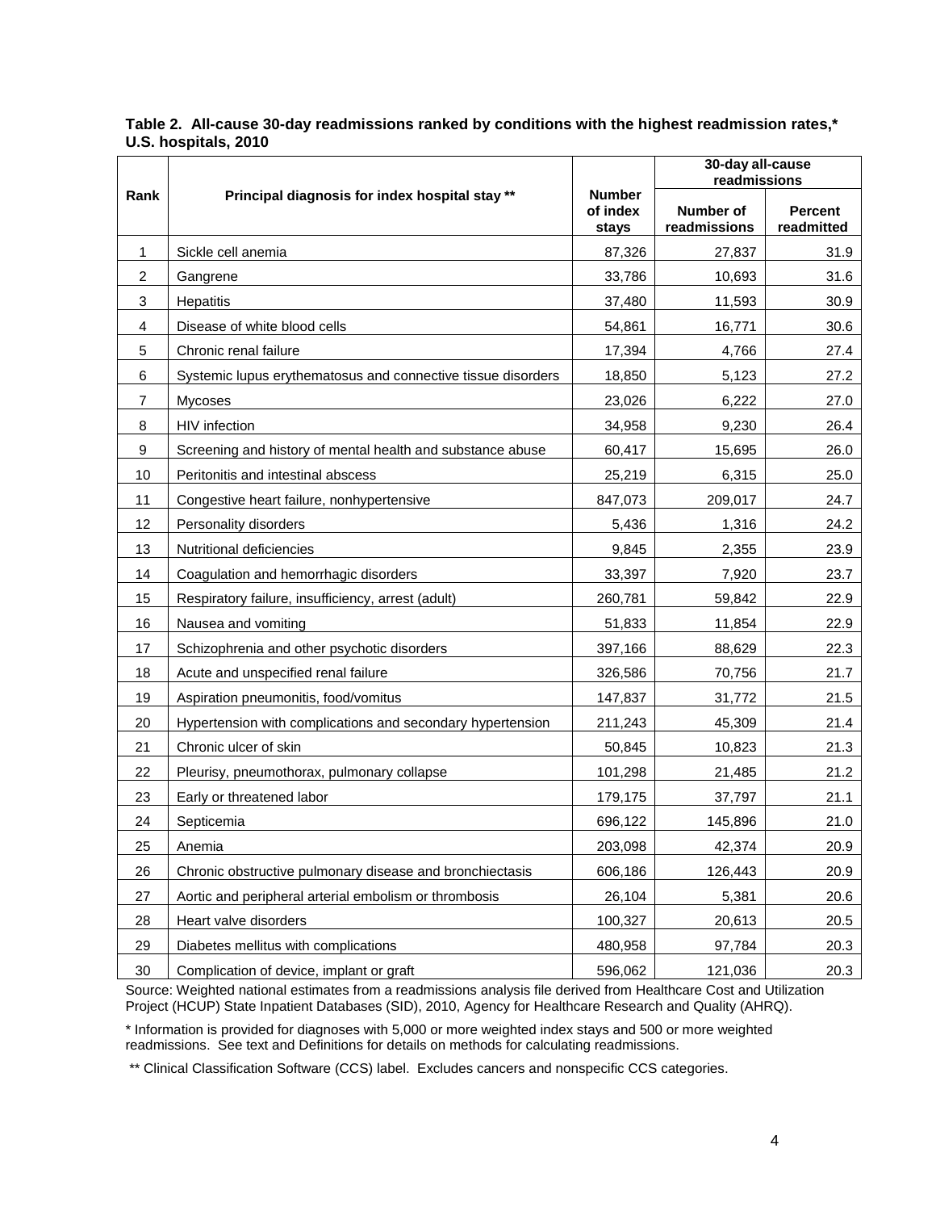**Table 2. All-cause 30-day readmissions ranked by conditions with the highest readmission rates,* U.S. hospitals, 2010**

| Rank | Principal diagnosis for index hospital stay ** | Number of index stays | 30-day all-cause readmissions | |
|---|---|---|---|---|
| | | | Number of readmissions | Percent readmitted |
| 1 | Sickle cell anemia | 87,326 | 27,837 | 31.9 |
| 2 | Gangrene | 33,786 | 10,693 | 31.6 |
| 3 | Hepatitis | 37,480 | 11,593 | 30.9 |
| 4 | Disease of white blood cells | 54,861 | 16,771 | 30.6 |
| 5 | Chronic renal failure | 17,394 | 4,766 | 27.4 |
| 6 | Systemic lupus erythematosus and connective tissue disorders | 18,850 | 5,123 | 27.2 |
| 7 | Mycoses | 23,026 | 6,222 | 27.0 |
| 8 | HIV infection | 34,958 | 9,230 | 26.4 |
| 9 | Screening and history of mental health and substance abuse | 60,417 | 15,695 | 26.0 |
| 10 | Peritonitis and intestinal abscess | 25,219 | 6,315 | 25.0 |
| 11 | Congestive heart failure, nonhypertensive | 847,073 | 209,017 | 24.7 |
| 12 | Personality disorders | 5,436 | 1,316 | 24.2 |
| 13 | Nutritional deficiencies | 9,845 | 2,355 | 23.9 |
| 14 | Coagulation and hemorrhagic disorders | 33,397 | 7,920 | 23.7 |
| 15 | Respiratory failure, insufficiency, arrest (adult) | 260,781 | 59,842 | 22.9 |
| 16 | Nausea and vomiting | 51,833 | 11,854 | 22.9 |
| 17 | Schizophrenia and other psychotic disorders | 397,166 | 88,629 | 22.3 |
| 18 | Acute and unspecified renal failure | 326,586 | 70,756 | 21.7 |
| 19 | Aspiration pneumonitis, food/vomitus | 147,837 | 31,772 | 21.5 |
| 20 | Hypertension with complications and secondary hypertension | 211,243 | 45,309 | 21.4 |
| 21 | Chronic ulcer of skin | 50,845 | 10,823 | 21.3 |
| 22 | Pleurisy, pneumothorax, pulmonary collapse | 101,298 | 21,485 | 21.2 |
| 23 | Early or threatened labor | 179,175 | 37,797 | 21.1 |
| 24 | Septicemia | 696,122 | 145,896 | 21.0 |
| 25 | Anemia | 203,098 | 42,374 | 20.9 |
| 26 | Chronic obstructive pulmonary disease and bronchiectasis | 606,186 | 126,443 | 20.9 |
| 27 | Aortic and peripheral arterial embolism or thrombosis | 26,104 | 5,381 | 20.6 |
| 28 | Heart valve disorders | 100,327 | 20,613 | 20.5 |
| 29 | Diabetes mellitus with complications | 480,958 | 97,784 | 20.3 |
| 30 | Complication of device, implant or graft | 596,062 | 121,036 | 20.3 |

Source: Weighted national estimates from a readmissions analysis file derived from Healthcare Cost and Utilization Project (HCUP) State Inpatient Databases (SID), 2010, Agency for Healthcare Research and Quality (AHRQ).

* Information is provided for diagnoses with 5,000 or more weighted index stays and 500 or more weighted readmissions. See text and Definitions for details on methods for calculating readmissions.

** Clinical Classification Software (CCS) label. Excludes cancers and nonspecific CCS categories.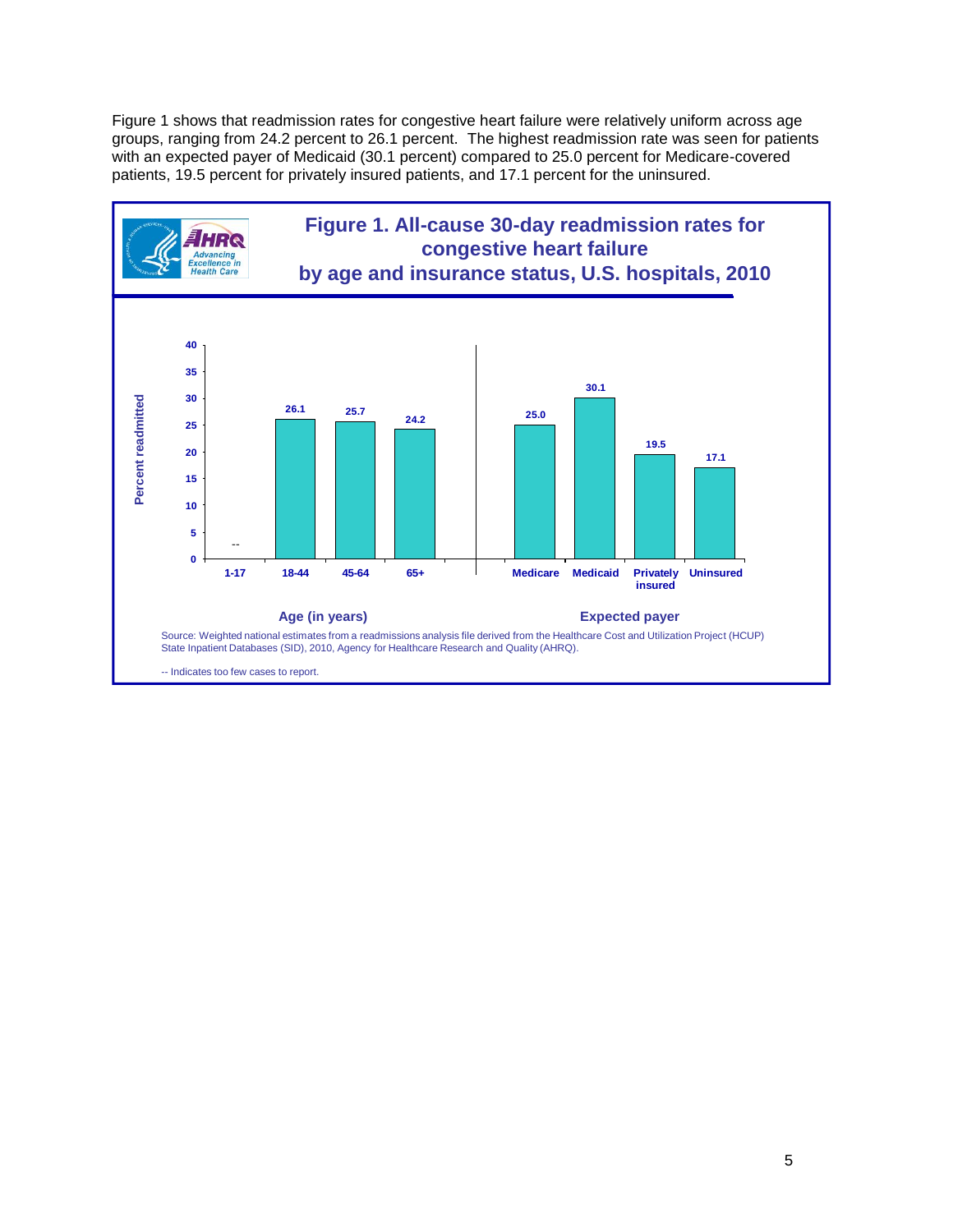Figure 1 shows that readmission rates for congestive heart failure were relatively uniform across age groups, ranging from 24.2 percent to 26.1 percent. The highest readmission rate was seen for patients with an expected payer of Medicaid (30.1 percent) compared to 25.0 percent for Medicare-covered patients, 19.5 percent for privately insured patients, and 17.1 percent for the uninsured.

**Figure 1. All-cause 30-day readmission rates for congestive heart failure by age and insurance status, U.S. hospitals, 2010**

| Age (in years) | Percent readmitted |
|---|---|
| 1-17 | -- |
| 18-44 | 26.1 |
| 45-64 | 25.7 |
| 65+ | 24.2 |

| Expected payer | Percent readmitted |
|---|---|
| Medicare | 25.0 |
| Medicaid | 30.1 |
| Privately insured | 19.5 |
| Uninsured | 17.1 |

Source: Weighted national estimates from a readmissions analysis file derived from the Healthcare Cost and Utilization Project (HCUP) State Inpatient Databases (SID), 2010, Agency for Healthcare Research and Quality (AHRQ).

-- Indicates too few cases to report.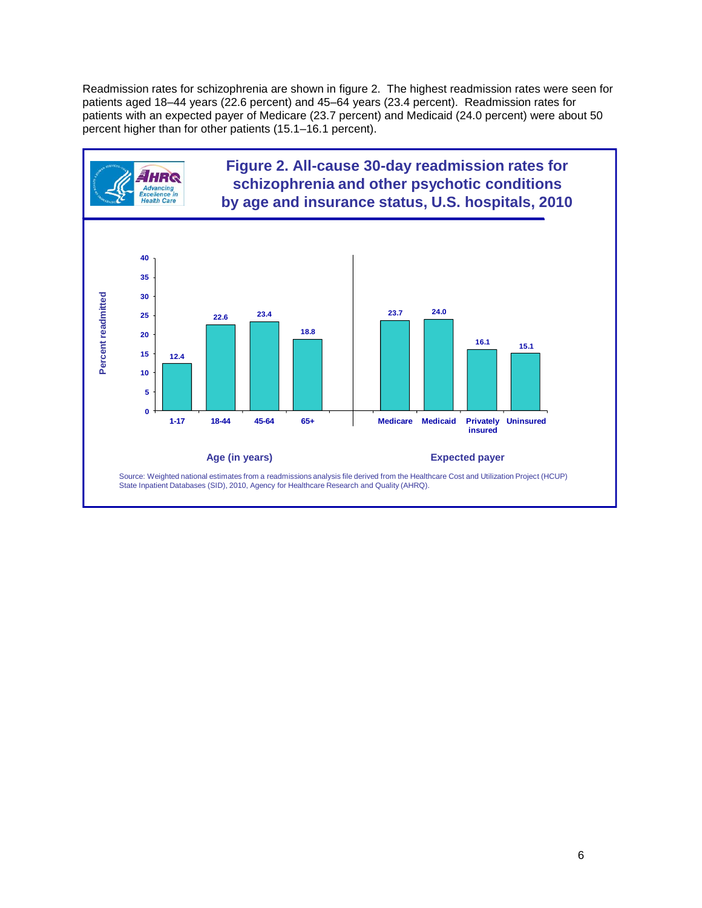Readmission rates for schizophrenia are shown in figure 2. The highest readmission rates were seen for patients aged 18–44 years (22.6 percent) and 45–64 years (23.4 percent). Readmission rates for patients with an expected payer of Medicare (23.7 percent) and Medicaid (24.0 percent) were about 50 percent higher than for other patients (15.1–16.1 percent).

**Figure 2. All-cause 30-day readmission rates for schizophrenia and other psychotic conditions by age and insurance status, U.S. hospitals, 2010**

| Category | Group | Percent readmitted |
|---|---|---|
| Age (in years) | 1-17 | 12.4 |
| Age (in years) | 18-44 | 22.6 |
| Age (in years) | 45-64 | 23.4 |
| Age (in years) | 65+ | 18.8 |
| Expected payer | Medicare | 23.7 |
| Expected payer | Medicaid | 24.0 |
| Expected payer | Privately insured | 16.1 |
| Expected payer | Uninsured | 15.1 |

Source: Weighted national estimates from a readmissions analysis file derived from the Healthcare Cost and Utilization Project (HCUP) State Inpatient Databases (SID), 2010, Agency for Healthcare Research and Quality (AHRQ).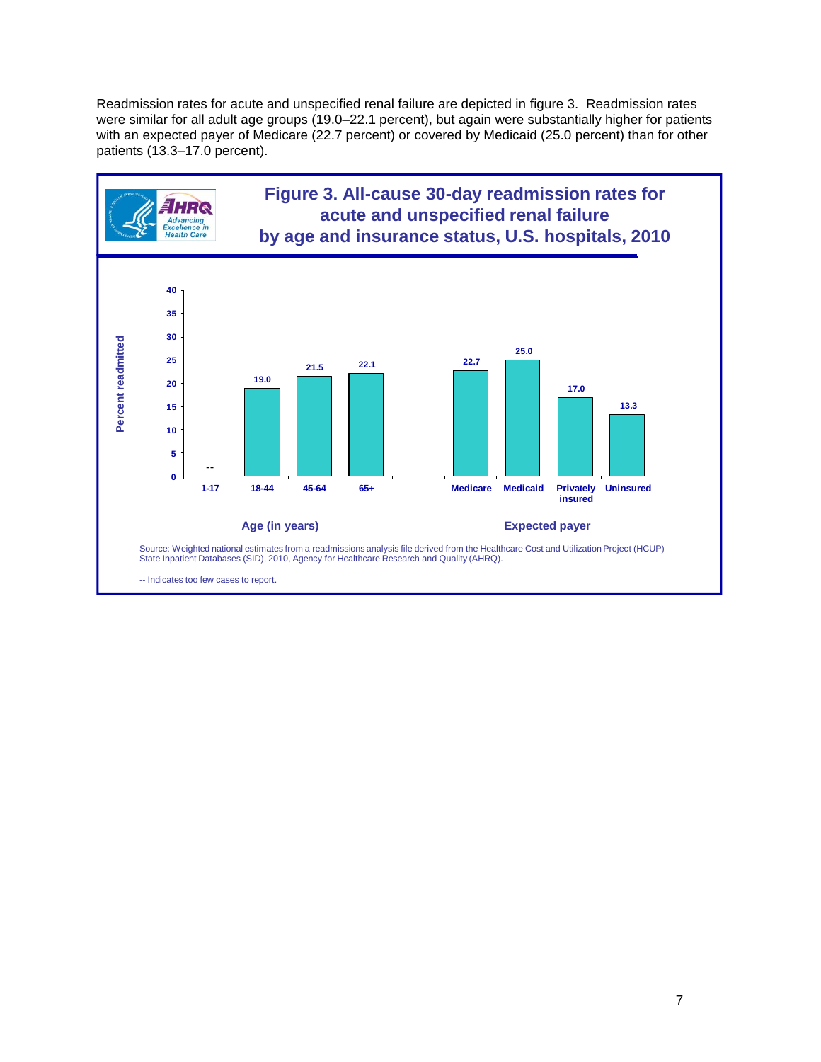Readmission rates for acute and unspecified renal failure are depicted in figure 3. Readmission rates were similar for all adult age groups (19.0–22.1 percent), but again were substantially higher for patients with an expected payer of Medicare (22.7 percent) or covered by Medicaid (25.0 percent) than for other patients (13.3–17.0 percent).

**Figure 3. All-cause 30-day readmission rates for acute and unspecified renal failure by age and insurance status, U.S. hospitals, 2010**

| Category | Group | Percent readmitted |
| --- | --- | --- |
| Age (in years) | 1-17 | -- |
| | 18-44 | 19.0 |
| | 45-64 | 21.5 |
| | 65+ | 22.1 |
| Expected payer | Medicare | 22.7 |
| | Medicaid | 25.0 |
| | Privately insured | 17.0 |
| | Uninsured | 13.3 |

Source: Weighted national estimates from a readmissions analysis file derived from the Healthcare Cost and Utilization Project (HCUP) State Inpatient Databases (SID), 2010, Agency for Healthcare Research and Quality (AHRQ).

-- Indicates too few cases to report.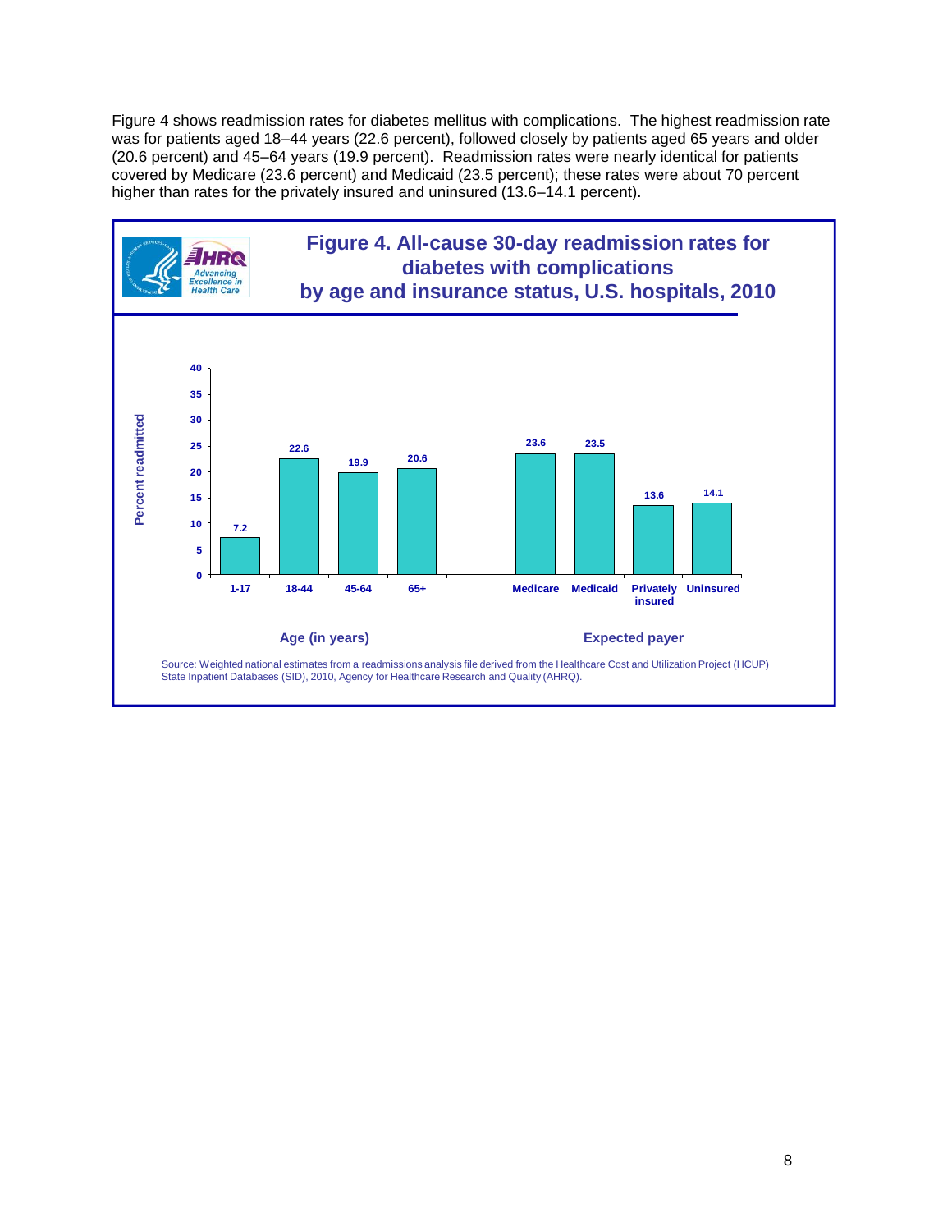Figure 4 shows readmission rates for diabetes mellitus with complications. The highest readmission rate was for patients aged 18–44 years (22.6 percent), followed closely by patients aged 65 years and older (20.6 percent) and 45–64 years (19.9 percent). Readmission rates were nearly identical for patients covered by Medicare (23.6 percent) and Medicaid (23.5 percent); these rates were about 70 percent higher than rates for the privately insured and uninsured (13.6–14.1 percent).

**Figure 4. All-cause 30-day readmission rates for diabetes with complications by age and insurance status, U.S. hospitals, 2010**

| Age (in years) | Percent readmitted |
|---|---|
| 1-17 | 7.2 |
| 18-44 | 22.6 |
| 45-64 | 19.9 |
| 65+ | 20.6 |

| Expected payer | Percent readmitted |
|---|---|
| Medicare | 23.6 |
| Medicaid | 23.5 |
| Privately insured | 13.6 |
| Uninsured | 14.1 |

Source: Weighted national estimates from a readmissions analysis file derived from the Healthcare Cost and Utilization Project (HCUP) State Inpatient Databases (SID), 2010, Agency for Healthcare Research and Quality (AHRQ).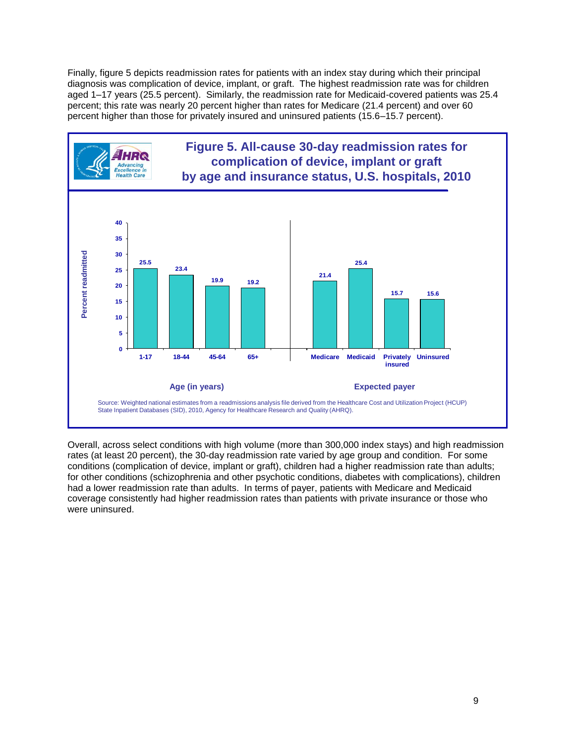Finally, figure 5 depicts readmission rates for patients with an index stay during which their principal diagnosis was complication of device, implant, or graft. The highest readmission rate was for children aged 1–17 years (25.5 percent). Similarly, the readmission rate for Medicaid-covered patients was 25.4 percent; this rate was nearly 20 percent higher than rates for Medicare (21.4 percent) and over 60 percent higher than those for privately insured and uninsured patients (15.6–15.7 percent).

**Figure 5. All-cause 30-day readmission rates for complication of device, implant or graft by age and insurance status, U.S. hospitals, 2010**

| Category | Group | Percent readmitted |
| --- | --- | --- |
| Age (in years) | 1-17 | 25.5 |
| | 18-44 | 23.4 |
| | 45-64 | 19.9 |
| | 65+ | 19.2 |
| Expected payer | Medicare | 21.4 |
| | Medicaid | 25.4 |
| | Privately insured | 15.7 |
| | Uninsured | 15.6 |

Source: Weighted national estimates from a readmissions analysis file derived from the Healthcare Cost and Utilization Project (HCUP) State Inpatient Databases (SID), 2010, Agency for Healthcare Research and Quality (AHRQ).

Overall, across select conditions with high volume (more than 300,000 index stays) and high readmission rates (at least 20 percent), the 30-day readmission rate varied by age group and condition. For some conditions (complication of device, implant or graft), children had a higher readmission rate than adults; for other conditions (schizophrenia and other psychotic conditions, diabetes with complications), children had a lower readmission rate than adults. In terms of payer, patients with Medicare and Medicaid coverage consistently had higher readmission rates than patients with private insurance or those who were uninsured.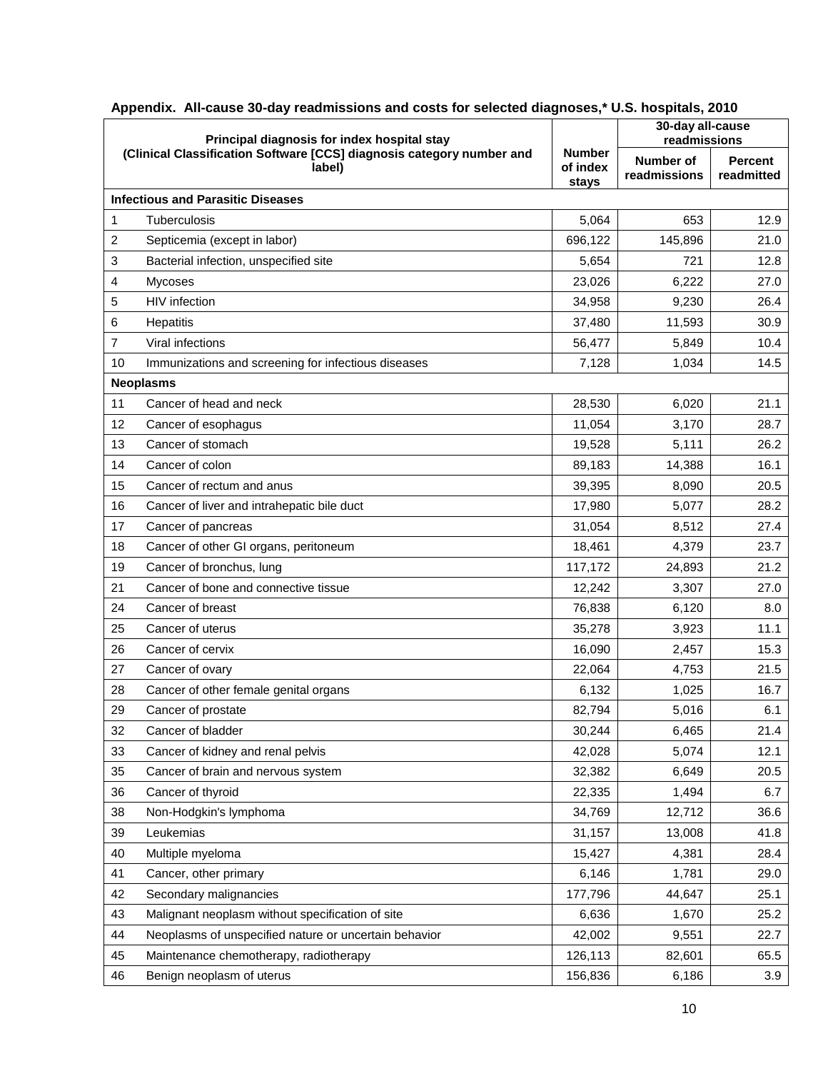**Appendix. All-cause 30-day readmissions and costs for selected diagnoses,* U.S. hospitals, 2010**

| Principal diagnosis for index hospital stay (Clinical Classification Software [CCS] diagnosis category number and label) | | Number of index stays | 30-day all-cause readmissions | |
|---|---|---|---|---|
| | | | Number of readmissions | Percent readmitted |
| **Infectious and Parasitic Diseases** | | | | |
| 1 | Tuberculosis | 5,064 | 653 | 12.9 |
| 2 | Septicemia (except in labor) | 696,122 | 145,896 | 21.0 |
| 3 | Bacterial infection, unspecified site | 5,654 | 721 | 12.8 |
| 4 | Mycoses | 23,026 | 6,222 | 27.0 |
| 5 | HIV infection | 34,958 | 9,230 | 26.4 |
| 6 | Hepatitis | 37,480 | 11,593 | 30.9 |
| 7 | Viral infections | 56,477 | 5,849 | 10.4 |
| 10 | Immunizations and screening for infectious diseases | 7,128 | 1,034 | 14.5 |
| **Neoplasms** | | | | |
| 11 | Cancer of head and neck | 28,530 | 6,020 | 21.1 |
| 12 | Cancer of esophagus | 11,054 | 3,170 | 28.7 |
| 13 | Cancer of stomach | 19,528 | 5,111 | 26.2 |
| 14 | Cancer of colon | 89,183 | 14,388 | 16.1 |
| 15 | Cancer of rectum and anus | 39,395 | 8,090 | 20.5 |
| 16 | Cancer of liver and intrahepatic bile duct | 17,980 | 5,077 | 28.2 |
| 17 | Cancer of pancreas | 31,054 | 8,512 | 27.4 |
| 18 | Cancer of other GI organs, peritoneum | 18,461 | 4,379 | 23.7 |
| 19 | Cancer of bronchus, lung | 117,172 | 24,893 | 21.2 |
| 21 | Cancer of bone and connective tissue | 12,242 | 3,307 | 27.0 |
| 24 | Cancer of breast | 76,838 | 6,120 | 8.0 |
| 25 | Cancer of uterus | 35,278 | 3,923 | 11.1 |
| 26 | Cancer of cervix | 16,090 | 2,457 | 15.3 |
| 27 | Cancer of ovary | 22,064 | 4,753 | 21.5 |
| 28 | Cancer of other female genital organs | 6,132 | 1,025 | 16.7 |
| 29 | Cancer of prostate | 82,794 | 5,016 | 6.1 |
| 32 | Cancer of bladder | 30,244 | 6,465 | 21.4 |
| 33 | Cancer of kidney and renal pelvis | 42,028 | 5,074 | 12.1 |
| 35 | Cancer of brain and nervous system | 32,382 | 6,649 | 20.5 |
| 36 | Cancer of thyroid | 22,335 | 1,494 | 6.7 |
| 38 | Non-Hodgkin's lymphoma | 34,769 | 12,712 | 36.6 |
| 39 | Leukemias | 31,157 | 13,008 | 41.8 |
| 40 | Multiple myeloma | 15,427 | 4,381 | 28.4 |
| 41 | Cancer, other primary | 6,146 | 1,781 | 29.0 |
| 42 | Secondary malignancies | 177,796 | 44,647 | 25.1 |
| 43 | Malignant neoplasm without specification of site | 6,636 | 1,670 | 25.2 |
| 44 | Neoplasms of unspecified nature or uncertain behavior | 42,002 | 9,551 | 22.7 |
| 45 | Maintenance chemotherapy, radiotherapy | 126,113 | 82,601 | 65.5 |
| 46 | Benign neoplasm of uterus | 156,836 | 6,186 | 3.9 |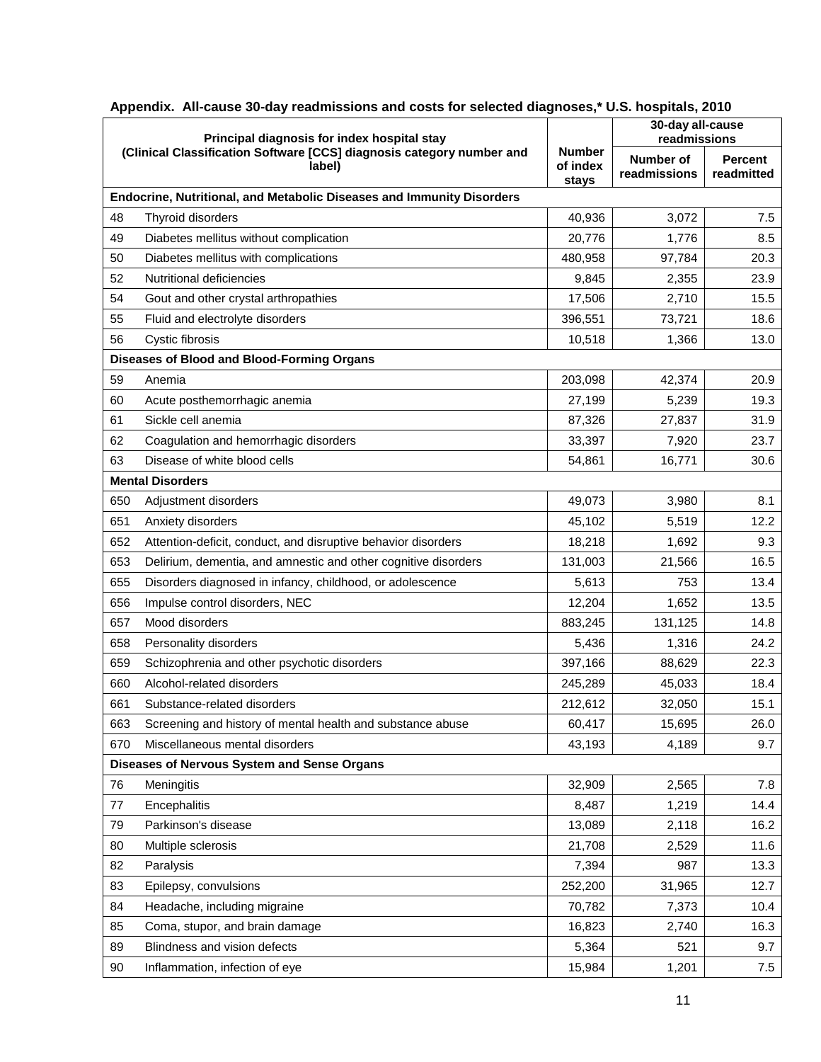**Appendix. All-cause 30-day readmissions and costs for selected diagnoses,\* U.S. hospitals, 2010**

| Principal diagnosis for index hospital stay (Clinical Classification Software [CCS] diagnosis category number and label) | | Number of index stays | 30-day all-cause readmissions | |
|---|---|---|---|---|
| | | | Number of readmissions | Percent readmitted |
| **Endocrine, Nutritional, and Metabolic Diseases and Immunity Disorders** | | | | |
| 48 | Thyroid disorders | 40,936 | 3,072 | 7.5 |
| 49 | Diabetes mellitus without complication | 20,776 | 1,776 | 8.5 |
| 50 | Diabetes mellitus with complications | 480,958 | 97,784 | 20.3 |
| 52 | Nutritional deficiencies | 9,845 | 2,355 | 23.9 |
| 54 | Gout and other crystal arthropathies | 17,506 | 2,710 | 15.5 |
| 55 | Fluid and electrolyte disorders | 396,551 | 73,721 | 18.6 |
| 56 | Cystic fibrosis | 10,518 | 1,366 | 13.0 |
| **Diseases of Blood and Blood-Forming Organs** | | | | |
| 59 | Anemia | 203,098 | 42,374 | 20.9 |
| 60 | Acute posthemorrhagic anemia | 27,199 | 5,239 | 19.3 |
| 61 | Sickle cell anemia | 87,326 | 27,837 | 31.9 |
| 62 | Coagulation and hemorrhagic disorders | 33,397 | 7,920 | 23.7 |
| 63 | Disease of white blood cells | 54,861 | 16,771 | 30.6 |
| **Mental Disorders** | | | | |
| 650 | Adjustment disorders | 49,073 | 3,980 | 8.1 |
| 651 | Anxiety disorders | 45,102 | 5,519 | 12.2 |
| 652 | Attention-deficit, conduct, and disruptive behavior disorders | 18,218 | 1,692 | 9.3 |
| 653 | Delirium, dementia, and amnestic and other cognitive disorders | 131,003 | 21,566 | 16.5 |
| 655 | Disorders diagnosed in infancy, childhood, or adolescence | 5,613 | 753 | 13.4 |
| 656 | Impulse control disorders, NEC | 12,204 | 1,652 | 13.5 |
| 657 | Mood disorders | 883,245 | 131,125 | 14.8 |
| 658 | Personality disorders | 5,436 | 1,316 | 24.2 |
| 659 | Schizophrenia and other psychotic disorders | 397,166 | 88,629 | 22.3 |
| 660 | Alcohol-related disorders | 245,289 | 45,033 | 18.4 |
| 661 | Substance-related disorders | 212,612 | 32,050 | 15.1 |
| 663 | Screening and history of mental health and substance abuse | 60,417 | 15,695 | 26.0 |
| 670 | Miscellaneous mental disorders | 43,193 | 4,189 | 9.7 |
| **Diseases of Nervous System and Sense Organs** | | | | |
| 76 | Meningitis | 32,909 | 2,565 | 7.8 |
| 77 | Encephalitis | 8,487 | 1,219 | 14.4 |
| 79 | Parkinson's disease | 13,089 | 2,118 | 16.2 |
| 80 | Multiple sclerosis | 21,708 | 2,529 | 11.6 |
| 82 | Paralysis | 7,394 | 987 | 13.3 |
| 83 | Epilepsy, convulsions | 252,200 | 31,965 | 12.7 |
| 84 | Headache, including migraine | 70,782 | 7,373 | 10.4 |
| 85 | Coma, stupor, and brain damage | 16,823 | 2,740 | 16.3 |
| 89 | Blindness and vision defects | 5,364 | 521 | 9.7 |
| 90 | Inflammation, infection of eye | 15,984 | 1,201 | 7.5 |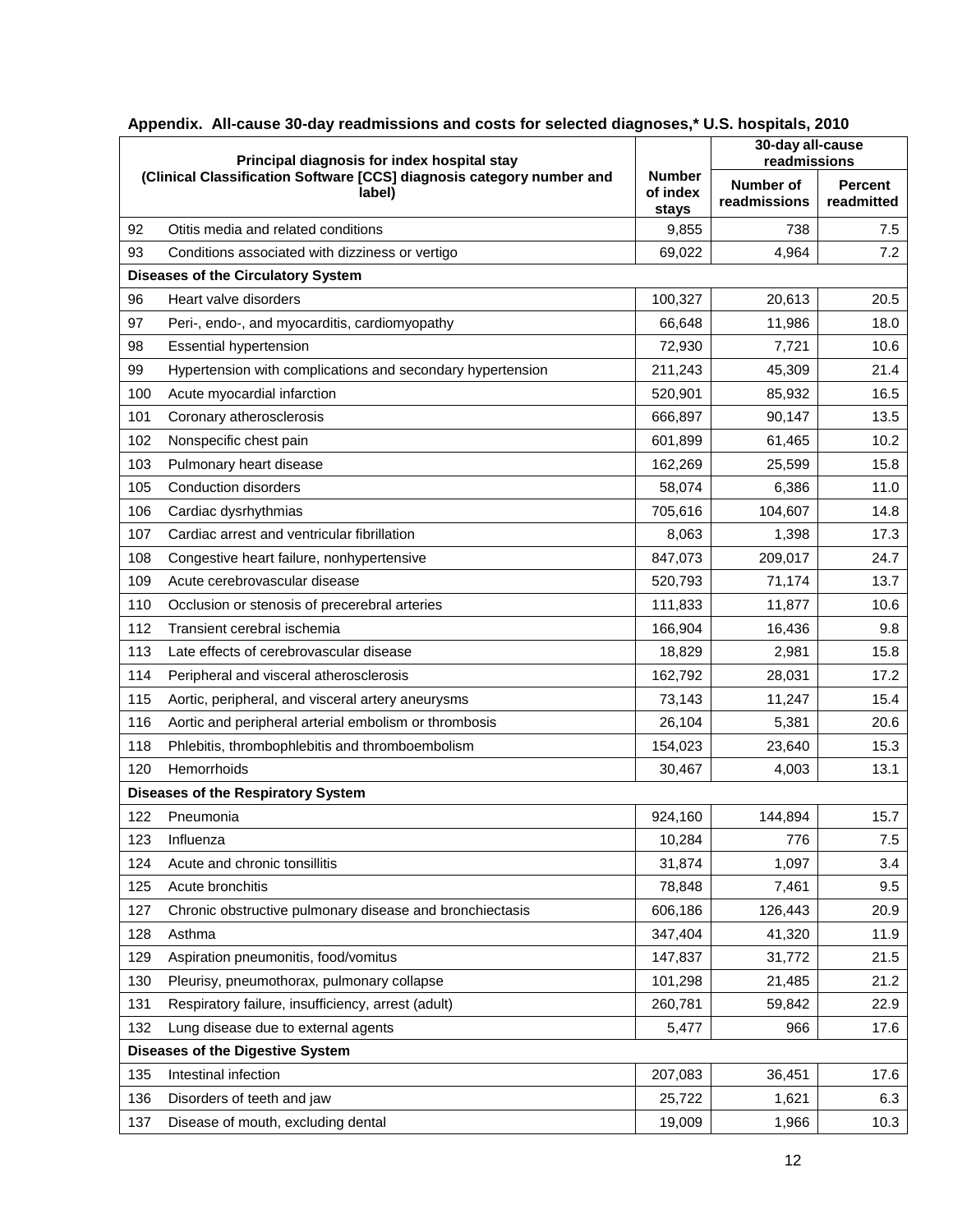**Appendix. All-cause 30-day readmissions and costs for selected diagnoses,* U.S. hospitals, 2010**

| Principal diagnosis for index hospital stay (Clinical Classification Software [CCS] diagnosis category number and label) | | Number of index stays | 30-day all-cause readmissions | |
|---|---|---|---|---|
| | | | Number of readmissions | Percent readmitted |
| 92 | Otitis media and related conditions | 9,855 | 738 | 7.5 |
| 93 | Conditions associated with dizziness or vertigo | 69,022 | 4,964 | 7.2 |
| **Diseases of the Circulatory System** | | | | |
| 96 | Heart valve disorders | 100,327 | 20,613 | 20.5 |
| 97 | Peri-, endo-, and myocarditis, cardiomyopathy | 66,648 | 11,986 | 18.0 |
| 98 | Essential hypertension | 72,930 | 7,721 | 10.6 |
| 99 | Hypertension with complications and secondary hypertension | 211,243 | 45,309 | 21.4 |
| 100 | Acute myocardial infarction | 520,901 | 85,932 | 16.5 |
| 101 | Coronary atherosclerosis | 666,897 | 90,147 | 13.5 |
| 102 | Nonspecific chest pain | 601,899 | 61,465 | 10.2 |
| 103 | Pulmonary heart disease | 162,269 | 25,599 | 15.8 |
| 105 | Conduction disorders | 58,074 | 6,386 | 11.0 |
| 106 | Cardiac dysrhythmias | 705,616 | 104,607 | 14.8 |
| 107 | Cardiac arrest and ventricular fibrillation | 8,063 | 1,398 | 17.3 |
| 108 | Congestive heart failure, nonhypertensive | 847,073 | 209,017 | 24.7 |
| 109 | Acute cerebrovascular disease | 520,793 | 71,174 | 13.7 |
| 110 | Occlusion or stenosis of precerebral arteries | 111,833 | 11,877 | 10.6 |
| 112 | Transient cerebral ischemia | 166,904 | 16,436 | 9.8 |
| 113 | Late effects of cerebrovascular disease | 18,829 | 2,981 | 15.8 |
| 114 | Peripheral and visceral atherosclerosis | 162,792 | 28,031 | 17.2 |
| 115 | Aortic, peripheral, and visceral artery aneurysms | 73,143 | 11,247 | 15.4 |
| 116 | Aortic and peripheral arterial embolism or thrombosis | 26,104 | 5,381 | 20.6 |
| 118 | Phlebitis, thrombophlebitis and thromboembolism | 154,023 | 23,640 | 15.3 |
| 120 | Hemorrhoids | 30,467 | 4,003 | 13.1 |
| **Diseases of the Respiratory System** | | | | |
| 122 | Pneumonia | 924,160 | 144,894 | 15.7 |
| 123 | Influenza | 10,284 | 776 | 7.5 |
| 124 | Acute and chronic tonsillitis | 31,874 | 1,097 | 3.4 |
| 125 | Acute bronchitis | 78,848 | 7,461 | 9.5 |
| 127 | Chronic obstructive pulmonary disease and bronchiectasis | 606,186 | 126,443 | 20.9 |
| 128 | Asthma | 347,404 | 41,320 | 11.9 |
| 129 | Aspiration pneumonitis, food/vomitus | 147,837 | 31,772 | 21.5 |
| 130 | Pleurisy, pneumothorax, pulmonary collapse | 101,298 | 21,485 | 21.2 |
| 131 | Respiratory failure, insufficiency, arrest (adult) | 260,781 | 59,842 | 22.9 |
| 132 | Lung disease due to external agents | 5,477 | 966 | 17.6 |
| **Diseases of the Digestive System** | | | | |
| 135 | Intestinal infection | 207,083 | 36,451 | 17.6 |
| 136 | Disorders of teeth and jaw | 25,722 | 1,621 | 6.3 |
| 137 | Disease of mouth, excluding dental | 19,009 | 1,966 | 10.3 |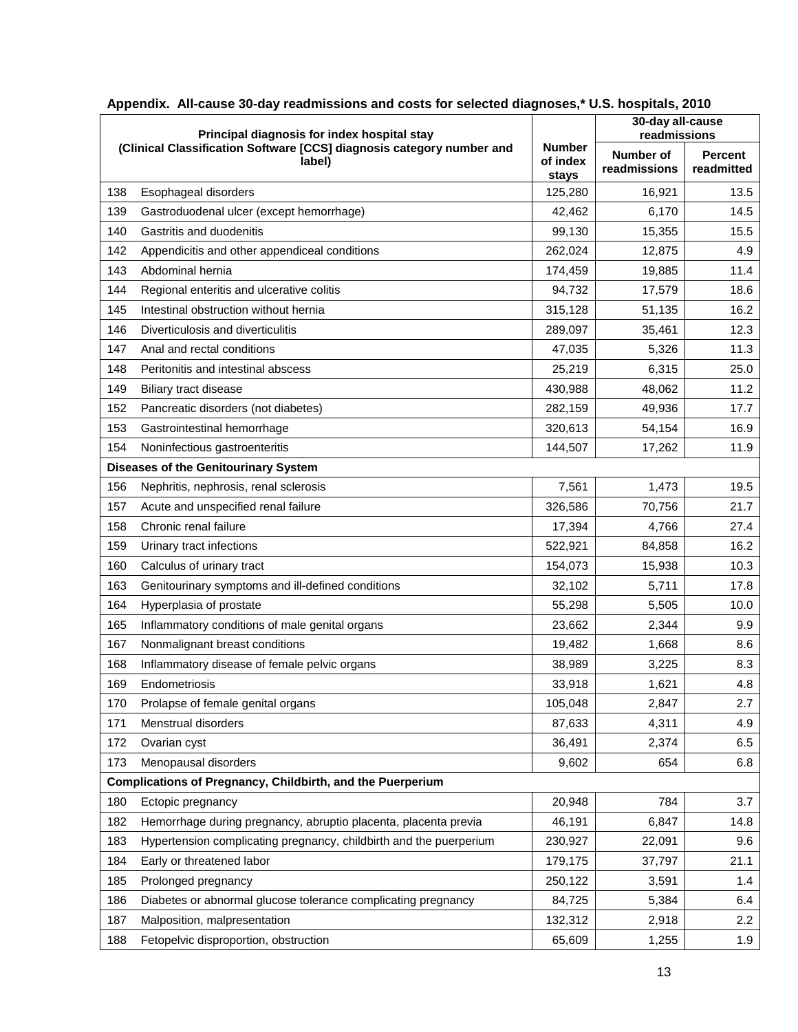**Appendix. All-cause 30-day readmissions and costs for selected diagnoses,* U.S. hospitals, 2010**

| Principal diagnosis for index hospital stay (Clinical Classification Software [CCS] diagnosis category number and label) | | Number of index stays | 30-day all-cause readmissions | |
|---|---|---|---|---|
| | | | Number of readmissions | Percent readmitted |
| 138 | Esophageal disorders | 125,280 | 16,921 | 13.5 |
| 139 | Gastroduodenal ulcer (except hemorrhage) | 42,462 | 6,170 | 14.5 |
| 140 | Gastritis and duodenitis | 99,130 | 15,355 | 15.5 |
| 142 | Appendicitis and other appendiceal conditions | 262,024 | 12,875 | 4.9 |
| 143 | Abdominal hernia | 174,459 | 19,885 | 11.4 |
| 144 | Regional enteritis and ulcerative colitis | 94,732 | 17,579 | 18.6 |
| 145 | Intestinal obstruction without hernia | 315,128 | 51,135 | 16.2 |
| 146 | Diverticulosis and diverticulitis | 289,097 | 35,461 | 12.3 |
| 147 | Anal and rectal conditions | 47,035 | 5,326 | 11.3 |
| 148 | Peritonitis and intestinal abscess | 25,219 | 6,315 | 25.0 |
| 149 | Biliary tract disease | 430,988 | 48,062 | 11.2 |
| 152 | Pancreatic disorders (not diabetes) | 282,159 | 49,936 | 17.7 |
| 153 | Gastrointestinal hemorrhage | 320,613 | 54,154 | 16.9 |
| 154 | Noninfectious gastroenteritis | 144,507 | 17,262 | 11.9 |
| **Diseases of the Genitourinary System** | | | | |
| 156 | Nephritis, nephrosis, renal sclerosis | 7,561 | 1,473 | 19.5 |
| 157 | Acute and unspecified renal failure | 326,586 | 70,756 | 21.7 |
| 158 | Chronic renal failure | 17,394 | 4,766 | 27.4 |
| 159 | Urinary tract infections | 522,921 | 84,858 | 16.2 |
| 160 | Calculus of urinary tract | 154,073 | 15,938 | 10.3 |
| 163 | Genitourinary symptoms and ill-defined conditions | 32,102 | 5,711 | 17.8 |
| 164 | Hyperplasia of prostate | 55,298 | 5,505 | 10.0 |
| 165 | Inflammatory conditions of male genital organs | 23,662 | 2,344 | 9.9 |
| 167 | Nonmalignant breast conditions | 19,482 | 1,668 | 8.6 |
| 168 | Inflammatory disease of female pelvic organs | 38,989 | 3,225 | 8.3 |
| 169 | Endometriosis | 33,918 | 1,621 | 4.8 |
| 170 | Prolapse of female genital organs | 105,048 | 2,847 | 2.7 |
| 171 | Menstrual disorders | 87,633 | 4,311 | 4.9 |
| 172 | Ovarian cyst | 36,491 | 2,374 | 6.5 |
| 173 | Menopausal disorders | 9,602 | 654 | 6.8 |
| **Complications of Pregnancy, Childbirth, and the Puerperium** | | | | |
| 180 | Ectopic pregnancy | 20,948 | 784 | 3.7 |
| 182 | Hemorrhage during pregnancy, abruptio placenta, placenta previa | 46,191 | 6,847 | 14.8 |
| 183 | Hypertension complicating pregnancy, childbirth and the puerperium | 230,927 | 22,091 | 9.6 |
| 184 | Early or threatened labor | 179,175 | 37,797 | 21.1 |
| 185 | Prolonged pregnancy | 250,122 | 3,591 | 1.4 |
| 186 | Diabetes or abnormal glucose tolerance complicating pregnancy | 84,725 | 5,384 | 6.4 |
| 187 | Malposition, malpresentation | 132,312 | 2,918 | 2.2 |
| 188 | Fetopelvic disproportion, obstruction | 65,609 | 1,255 | 1.9 |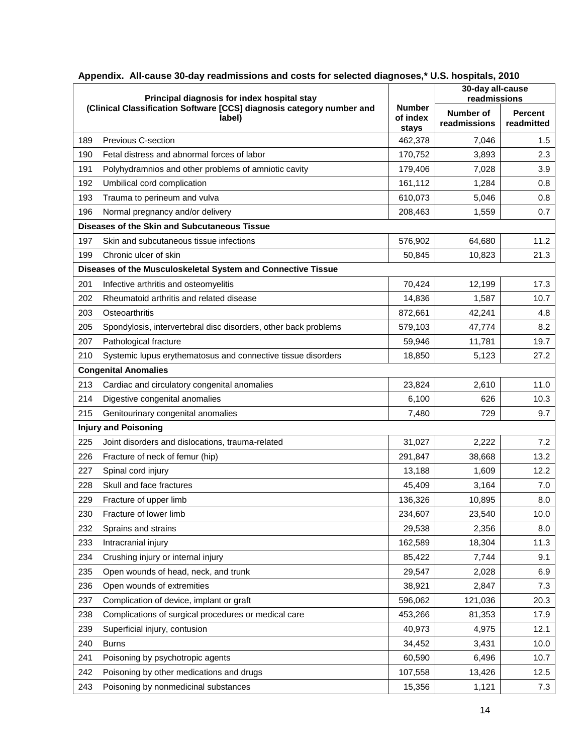**Appendix. All-cause 30-day readmissions and costs for selected diagnoses,* U.S. hospitals, 2010**

| Principal diagnosis for index hospital stay (Clinical Classification Software [CCS] diagnosis category number and label) | | Number of index stays | 30-day all-cause readmissions | |
|---|---|---|---|---|
| | | | Number of readmissions | Percent readmitted |
| 189 | Previous C-section | 462,378 | 7,046 | 1.5 |
| 190 | Fetal distress and abnormal forces of labor | 170,752 | 3,893 | 2.3 |
| 191 | Polyhydramnios and other problems of amniotic cavity | 179,406 | 7,028 | 3.9 |
| 192 | Umbilical cord complication | 161,112 | 1,284 | 0.8 |
| 193 | Trauma to perineum and vulva | 610,073 | 5,046 | 0.8 |
| 196 | Normal pregnancy and/or delivery | 208,463 | 1,559 | 0.7 |
| **Diseases of the Skin and Subcutaneous Tissue** | | | | |
| 197 | Skin and subcutaneous tissue infections | 576,902 | 64,680 | 11.2 |
| 199 | Chronic ulcer of skin | 50,845 | 10,823 | 21.3 |
| **Diseases of the Musculoskeletal System and Connective Tissue** | | | | |
| 201 | Infective arthritis and osteomyelitis | 70,424 | 12,199 | 17.3 |
| 202 | Rheumatoid arthritis and related disease | 14,836 | 1,587 | 10.7 |
| 203 | Osteoarthritis | 872,661 | 42,241 | 4.8 |
| 205 | Spondylosis, intervertebral disc disorders, other back problems | 579,103 | 47,774 | 8.2 |
| 207 | Pathological fracture | 59,946 | 11,781 | 19.7 |
| 210 | Systemic lupus erythematosus and connective tissue disorders | 18,850 | 5,123 | 27.2 |
| **Congenital Anomalies** | | | | |
| 213 | Cardiac and circulatory congenital anomalies | 23,824 | 2,610 | 11.0 |
| 214 | Digestive congenital anomalies | 6,100 | 626 | 10.3 |
| 215 | Genitourinary congenital anomalies | 7,480 | 729 | 9.7 |
| **Injury and Poisoning** | | | | |
| 225 | Joint disorders and dislocations, trauma-related | 31,027 | 2,222 | 7.2 |
| 226 | Fracture of neck of femur (hip) | 291,847 | 38,668 | 13.2 |
| 227 | Spinal cord injury | 13,188 | 1,609 | 12.2 |
| 228 | Skull and face fractures | 45,409 | 3,164 | 7.0 |
| 229 | Fracture of upper limb | 136,326 | 10,895 | 8.0 |
| 230 | Fracture of lower limb | 234,607 | 23,540 | 10.0 |
| 232 | Sprains and strains | 29,538 | 2,356 | 8.0 |
| 233 | Intracranial injury | 162,589 | 18,304 | 11.3 |
| 234 | Crushing injury or internal injury | 85,422 | 7,744 | 9.1 |
| 235 | Open wounds of head, neck, and trunk | 29,547 | 2,028 | 6.9 |
| 236 | Open wounds of extremities | 38,921 | 2,847 | 7.3 |
| 237 | Complication of device, implant or graft | 596,062 | 121,036 | 20.3 |
| 238 | Complications of surgical procedures or medical care | 453,266 | 81,353 | 17.9 |
| 239 | Superficial injury, contusion | 40,973 | 4,975 | 12.1 |
| 240 | Burns | 34,452 | 3,431 | 10.0 |
| 241 | Poisoning by psychotropic agents | 60,590 | 6,496 | 10.7 |
| 242 | Poisoning by other medications and drugs | 107,558 | 13,426 | 12.5 |
| 243 | Poisoning by nonmedicinal substances | 15,356 | 1,121 | 7.3 |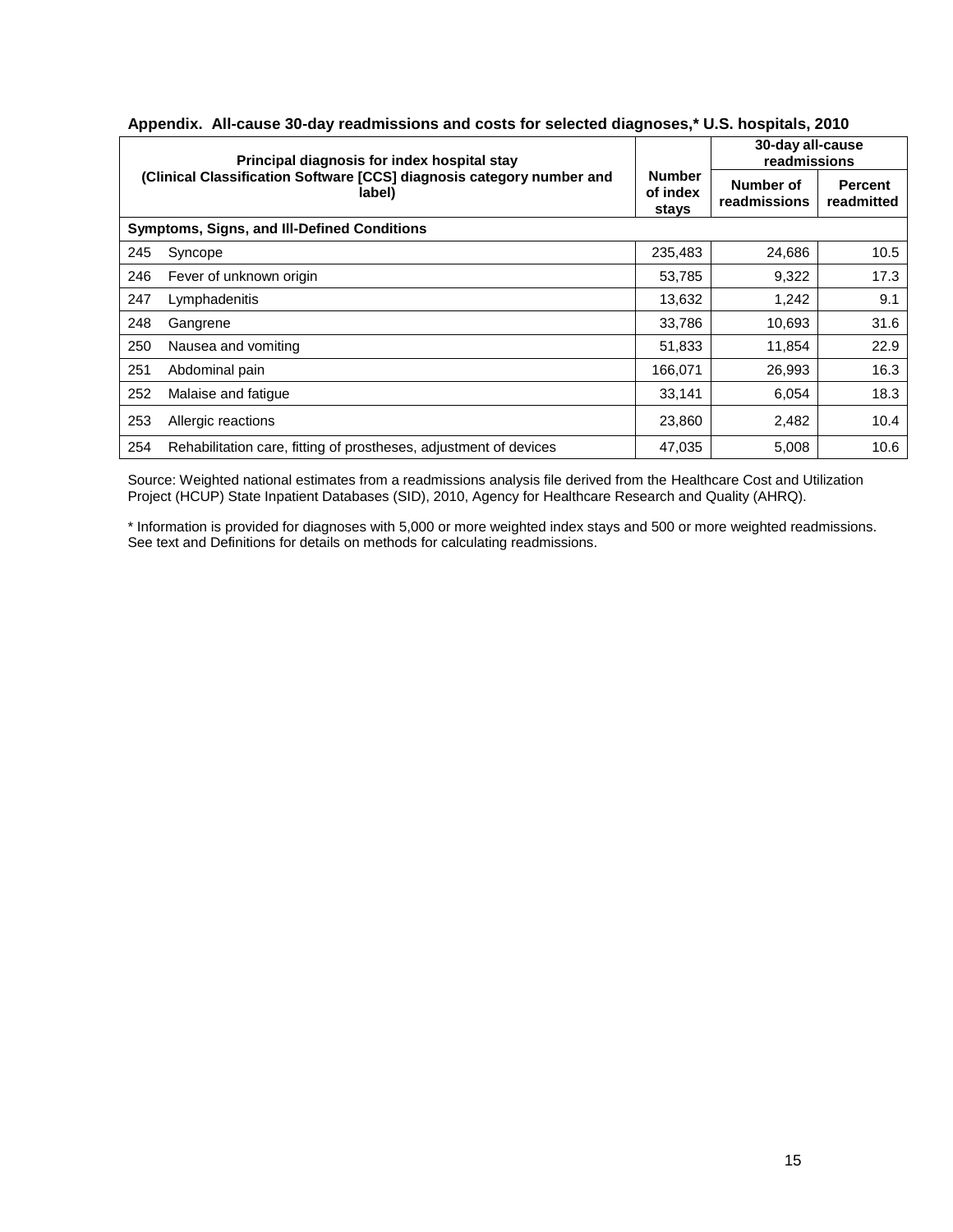**Appendix. All-cause 30-day readmissions and costs for selected diagnoses,* U.S. hospitals, 2010**

| Principal diagnosis for index hospital stay (Clinical Classification Software [CCS] diagnosis category number and label) | | Number of index stays | 30-day all-cause readmissions | |
|---|---|---|---|---|
| | | | Number of readmissions | Percent readmitted |
| **Symptoms, Signs, and Ill-Defined Conditions** | | | | |
| 245 | Syncope | 235,483 | 24,686 | 10.5 |
| 246 | Fever of unknown origin | 53,785 | 9,322 | 17.3 |
| 247 | Lymphadenitis | 13,632 | 1,242 | 9.1 |
| 248 | Gangrene | 33,786 | 10,693 | 31.6 |
| 250 | Nausea and vomiting | 51,833 | 11,854 | 22.9 |
| 251 | Abdominal pain | 166,071 | 26,993 | 16.3 |
| 252 | Malaise and fatigue | 33,141 | 6,054 | 18.3 |
| 253 | Allergic reactions | 23,860 | 2,482 | 10.4 |
| 254 | Rehabilitation care, fitting of prostheses, adjustment of devices | 47,035 | 5,008 | 10.6 |

Source: Weighted national estimates from a readmissions analysis file derived from the Healthcare Cost and Utilization Project (HCUP) State Inpatient Databases (SID), 2010, Agency for Healthcare Research and Quality (AHRQ).

* Information is provided for diagnoses with 5,000 or more weighted index stays and 500 or more weighted readmissions. See text and Definitions for details on methods for calculating readmissions.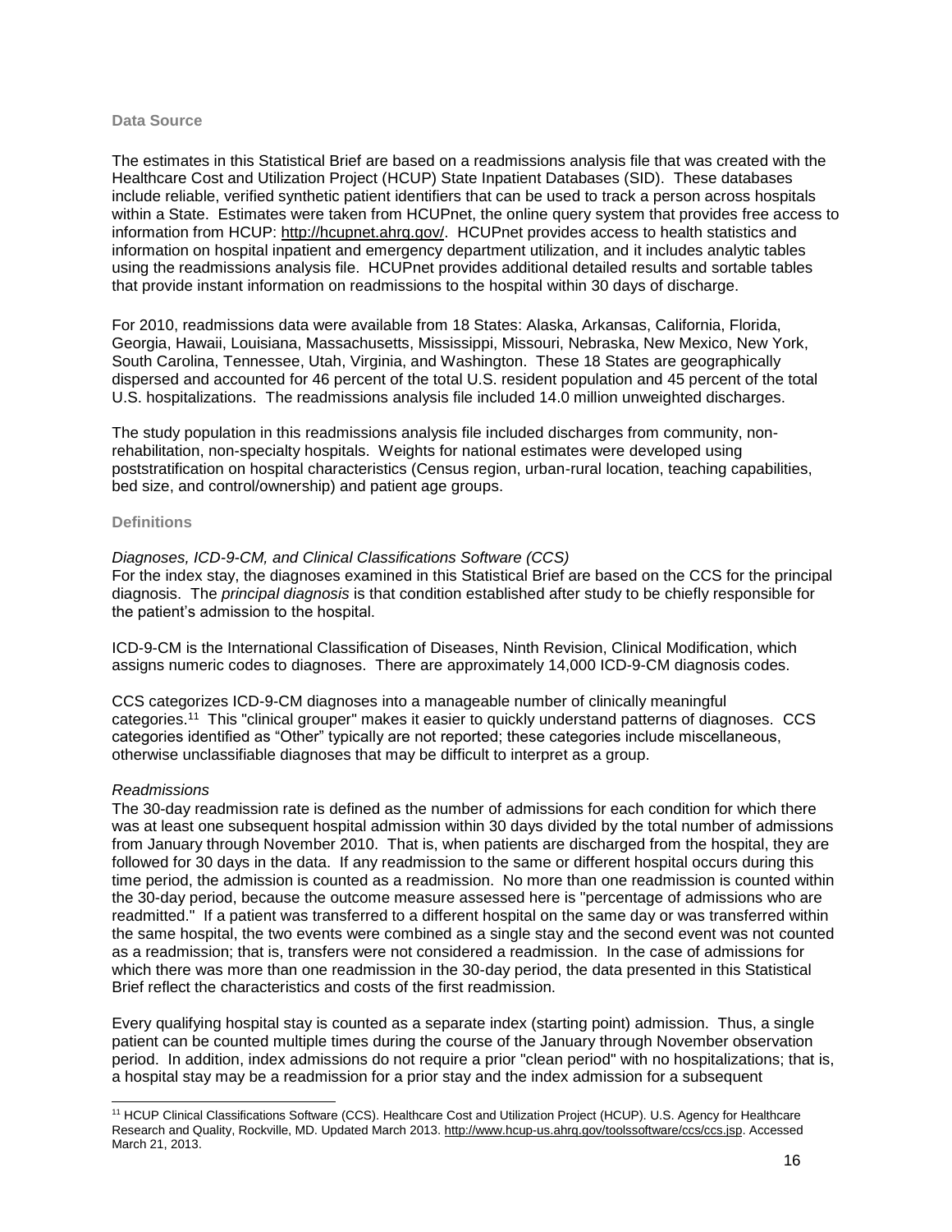## Data Source

The estimates in this Statistical Brief are based on a readmissions analysis file that was created with the Healthcare Cost and Utilization Project (HCUP) State Inpatient Databases (SID). These databases include reliable, verified synthetic patient identifiers that can be used to track a person across hospitals within a State. Estimates were taken from HCUPnet, the online query system that provides free access to information from HCUP: http://hcupnet.ahrq.gov/. HCUPnet provides access to health statistics and information on hospital inpatient and emergency department utilization, and it includes analytic tables using the readmissions analysis file. HCUPnet provides additional detailed results and sortable tables that provide instant information on readmissions to the hospital within 30 days of discharge.

For 2010, readmissions data were available from 18 States: Alaska, Arkansas, California, Florida, Georgia, Hawaii, Louisiana, Massachusetts, Mississippi, Missouri, Nebraska, New Mexico, New York, South Carolina, Tennessee, Utah, Virginia, and Washington. These 18 States are geographically dispersed and accounted for 46 percent of the total U.S. resident population and 45 percent of the total U.S. hospitalizations. The readmissions analysis file included 14.0 million unweighted discharges.

The study population in this readmissions analysis file included discharges from community, non-rehabilitation, non-specialty hospitals. Weights for national estimates were developed using poststratification on hospital characteristics (Census region, urban-rural location, teaching capabilities, bed size, and control/ownership) and patient age groups.

## Definitions

*Diagnoses, ICD-9-CM, and Clinical Classifications Software (CCS)*

For the index stay, the diagnoses examined in this Statistical Brief are based on the CCS for the principal diagnosis. The *principal diagnosis* is that condition established after study to be chiefly responsible for the patient's admission to the hospital.

ICD-9-CM is the International Classification of Diseases, Ninth Revision, Clinical Modification, which assigns numeric codes to diagnoses. There are approximately 14,000 ICD-9-CM diagnosis codes.

CCS categorizes ICD-9-CM diagnoses into a manageable number of clinically meaningful categories.[11] This "clinical grouper" makes it easier to quickly understand patterns of diagnoses. CCS categories identified as "Other" typically are not reported; these categories include miscellaneous, otherwise unclassifiable diagnoses that may be difficult to interpret as a group.

*Readmissions*

The 30-day readmission rate is defined as the number of admissions for each condition for which there was at least one subsequent hospital admission within 30 days divided by the total number of admissions from January through November 2010. That is, when patients are discharged from the hospital, they are followed for 30 days in the data. If any readmission to the same or different hospital occurs during this time period, the admission is counted as a readmission. No more than one readmission is counted within the 30-day period, because the outcome measure assessed here is "percentage of admissions who are readmitted." If a patient was transferred to a different hospital on the same day or was transferred within the same hospital, the two events were combined as a single stay and the second event was not counted as a readmission; that is, transfers were not considered a readmission. In the case of admissions for which there was more than one readmission in the 30-day period, the data presented in this Statistical Brief reflect the characteristics and costs of the first readmission.

Every qualifying hospital stay is counted as a separate index (starting point) admission. Thus, a single patient can be counted multiple times during the course of the January through November observation period. In addition, index admissions do not require a prior "clean period" with no hospitalizations; that is, a hospital stay may be a readmission for a prior stay and the index admission for a subsequent

---

[11] HCUP Clinical Classifications Software (CCS). Healthcare Cost and Utilization Project (HCUP). U.S. Agency for Healthcare Research and Quality, Rockville, MD. Updated March 2013. http://www.hcup-us.ahrq.gov/toolssoftware/ccs/ccs.jsp. Accessed March 21, 2013.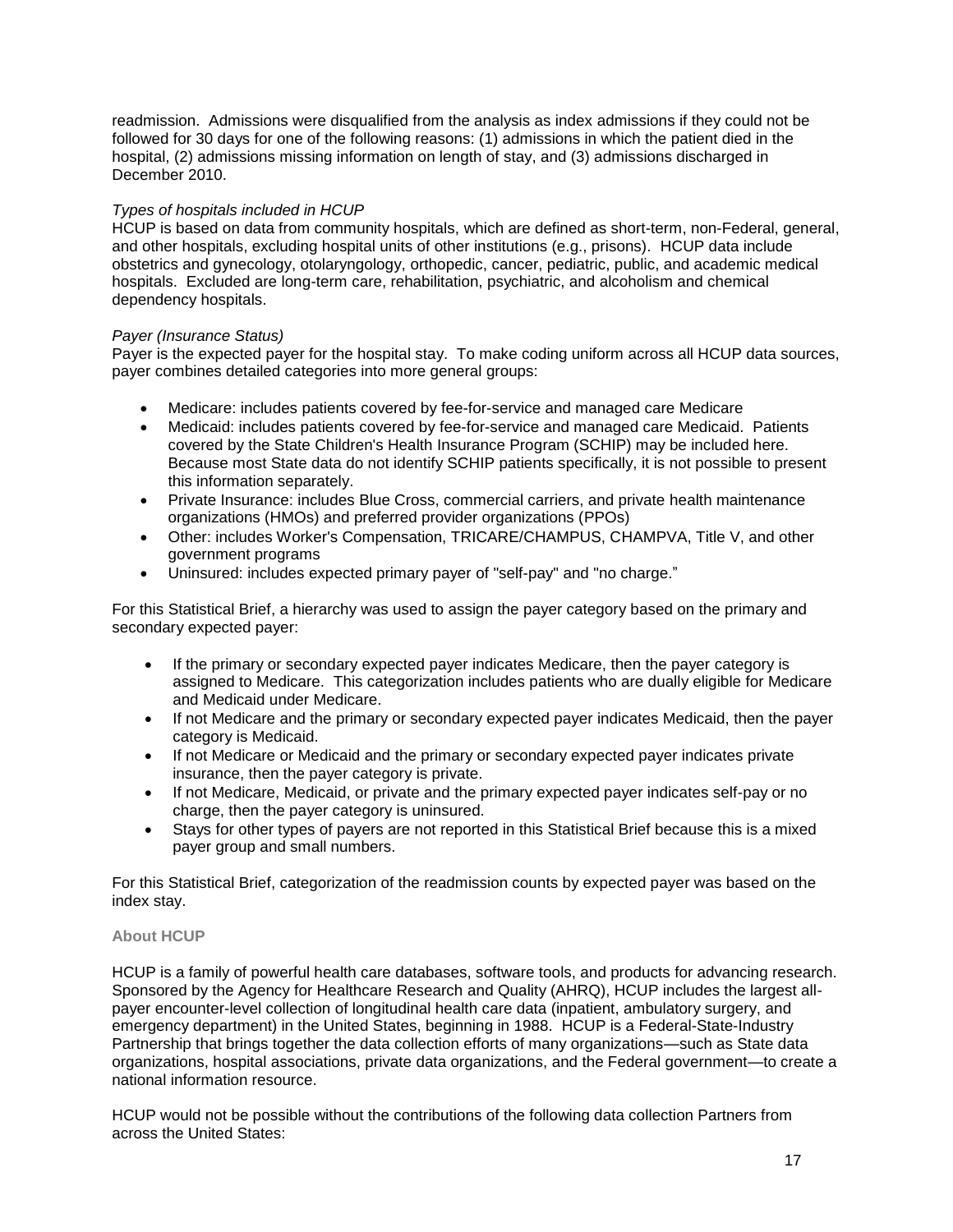readmission. Admissions were disqualified from the analysis as index admissions if they could not be followed for 30 days for one of the following reasons: (1) admissions in which the patient died in the hospital, (2) admissions missing information on length of stay, and (3) admissions discharged in December 2010.

*Types of hospitals included in HCUP*
HCUP is based on data from community hospitals, which are defined as short-term, non-Federal, general, and other hospitals, excluding hospital units of other institutions (e.g., prisons). HCUP data include obstetrics and gynecology, otolaryngology, orthopedic, cancer, pediatric, public, and academic medical hospitals. Excluded are long-term care, rehabilitation, psychiatric, and alcoholism and chemical dependency hospitals.

*Payer (Insurance Status)*
Payer is the expected payer for the hospital stay. To make coding uniform across all HCUP data sources, payer combines detailed categories into more general groups:

- Medicare: includes patients covered by fee-for-service and managed care Medicare
- Medicaid: includes patients covered by fee-for-service and managed care Medicaid. Patients covered by the State Children's Health Insurance Program (SCHIP) may be included here. Because most State data do not identify SCHIP patients specifically, it is not possible to present this information separately.
- Private Insurance: includes Blue Cross, commercial carriers, and private health maintenance organizations (HMOs) and preferred provider organizations (PPOs)
- Other: includes Worker's Compensation, TRICARE/CHAMPUS, CHAMPVA, Title V, and other government programs
- Uninsured: includes expected primary payer of "self-pay" and "no charge."

For this Statistical Brief, a hierarchy was used to assign the payer category based on the primary and secondary expected payer:

- If the primary or secondary expected payer indicates Medicare, then the payer category is assigned to Medicare. This categorization includes patients who are dually eligible for Medicare and Medicaid under Medicare.
- If not Medicare and the primary or secondary expected payer indicates Medicaid, then the payer category is Medicaid.
- If not Medicare or Medicaid and the primary or secondary expected payer indicates private insurance, then the payer category is private.
- If not Medicare, Medicaid, or private and the primary expected payer indicates self-pay or no charge, then the payer category is uninsured.
- Stays for other types of payers are not reported in this Statistical Brief because this is a mixed payer group and small numbers.

For this Statistical Brief, categorization of the readmission counts by expected payer was based on the index stay.

**About HCUP**

HCUP is a family of powerful health care databases, software tools, and products for advancing research. Sponsored by the Agency for Healthcare Research and Quality (AHRQ), HCUP includes the largest all-payer encounter-level collection of longitudinal health care data (inpatient, ambulatory surgery, and emergency department) in the United States, beginning in 1988. HCUP is a Federal-State-Industry Partnership that brings together the data collection efforts of many organizations—such as State data organizations, hospital associations, private data organizations, and the Federal government—to create a national information resource.

HCUP would not be possible without the contributions of the following data collection Partners from across the United States: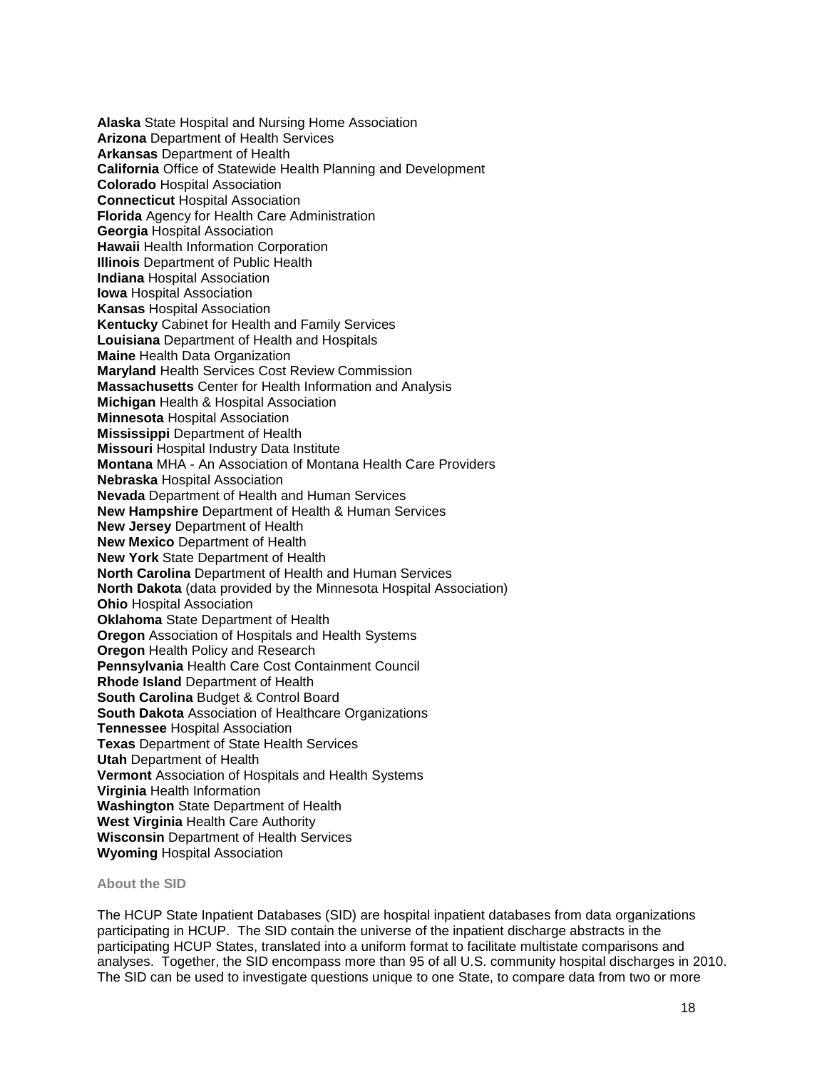**Alaska** State Hospital and Nursing Home Association
**Arizona** Department of Health Services
**Arkansas** Department of Health
**California** Office of Statewide Health Planning and Development
**Colorado** Hospital Association
**Connecticut** Hospital Association
**Florida** Agency for Health Care Administration
**Georgia** Hospital Association
**Hawaii** Health Information Corporation
**Illinois** Department of Public Health
**Indiana** Hospital Association
**Iowa** Hospital Association
**Kansas** Hospital Association
**Kentucky** Cabinet for Health and Family Services
**Louisiana** Department of Health and Hospitals
**Maine** Health Data Organization
**Maryland** Health Services Cost Review Commission
**Massachusetts** Center for Health Information and Analysis
**Michigan** Health & Hospital Association
**Minnesota** Hospital Association
**Mississippi** Department of Health
**Missouri** Hospital Industry Data Institute
**Montana** MHA - An Association of Montana Health Care Providers
**Nebraska** Hospital Association
**Nevada** Department of Health and Human Services
**New Hampshire** Department of Health & Human Services
**New Jersey** Department of Health
**New Mexico** Department of Health
**New York** State Department of Health
**North Carolina** Department of Health and Human Services
**North Dakota** (data provided by the Minnesota Hospital Association)
**Ohio** Hospital Association
**Oklahoma** State Department of Health
**Oregon** Association of Hospitals and Health Systems
**Oregon** Health Policy and Research
**Pennsylvania** Health Care Cost Containment Council
**Rhode Island** Department of Health
**South Carolina** Budget & Control Board
**South Dakota** Association of Healthcare Organizations
**Tennessee** Hospital Association
**Texas** Department of State Health Services
**Utah** Department of Health
**Vermont** Association of Hospitals and Health Systems
**Virginia** Health Information
**Washington** State Department of Health
**West Virginia** Health Care Authority
**Wisconsin** Department of Health Services
**Wyoming** Hospital Association

#### About the SID

The HCUP State Inpatient Databases (SID) are hospital inpatient databases from data organizations participating in HCUP. The SID contain the universe of the inpatient discharge abstracts in the participating HCUP States, translated into a uniform format to facilitate multistate comparisons and analyses. Together, the SID encompass more than 95 of all U.S. community hospital discharges in 2010. The SID can be used to investigate questions unique to one State, to compare data from two or more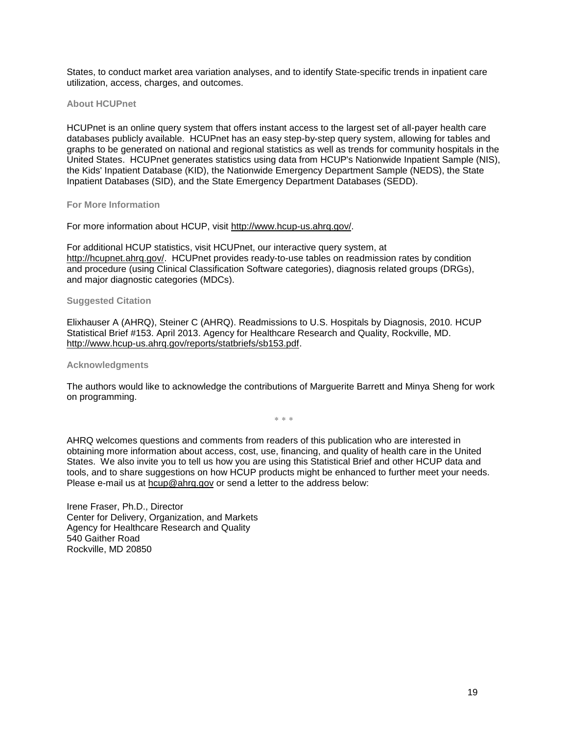States, to conduct market area variation analyses, and to identify State-specific trends in inpatient care utilization, access, charges, and outcomes.

### About HCUPnet

HCUPnet is an online query system that offers instant access to the largest set of all-payer health care databases publicly available. HCUPnet has an easy step-by-step query system, allowing for tables and graphs to be generated on national and regional statistics as well as trends for community hospitals in the United States. HCUPnet generates statistics using data from HCUP's Nationwide Inpatient Sample (NIS), the Kids' Inpatient Database (KID), the Nationwide Emergency Department Sample (NEDS), the State Inpatient Databases (SID), and the State Emergency Department Databases (SEDD).

### For More Information

For more information about HCUP, visit http://www.hcup-us.ahrq.gov/.

For additional HCUP statistics, visit HCUPnet, our interactive query system, at http://hcupnet.ahrq.gov/. HCUPnet provides ready-to-use tables on readmission rates by condition and procedure (using Clinical Classification Software categories), diagnosis related groups (DRGs), and major diagnostic categories (MDCs).

### Suggested Citation

Elixhauser A (AHRQ), Steiner C (AHRQ). Readmissions to U.S. Hospitals by Diagnosis, 2010. HCUP Statistical Brief #153. April 2013. Agency for Healthcare Research and Quality, Rockville, MD. http://www.hcup-us.ahrq.gov/reports/statbriefs/sb153.pdf.

### Acknowledgments

The authors would like to acknowledge the contributions of Marguerite Barrett and Minya Sheng for work on programming.

\* \* \*

AHRQ welcomes questions and comments from readers of this publication who are interested in obtaining more information about access, cost, use, financing, and quality of health care in the United States. We also invite you to tell us how you are using this Statistical Brief and other HCUP data and tools, and to share suggestions on how HCUP products might be enhanced to further meet your needs. Please e-mail us at hcup@ahrq.gov or send a letter to the address below:

Irene Fraser, Ph.D., Director
Center for Delivery, Organization, and Markets
Agency for Healthcare Research and Quality
540 Gaither Road
Rockville, MD 20850